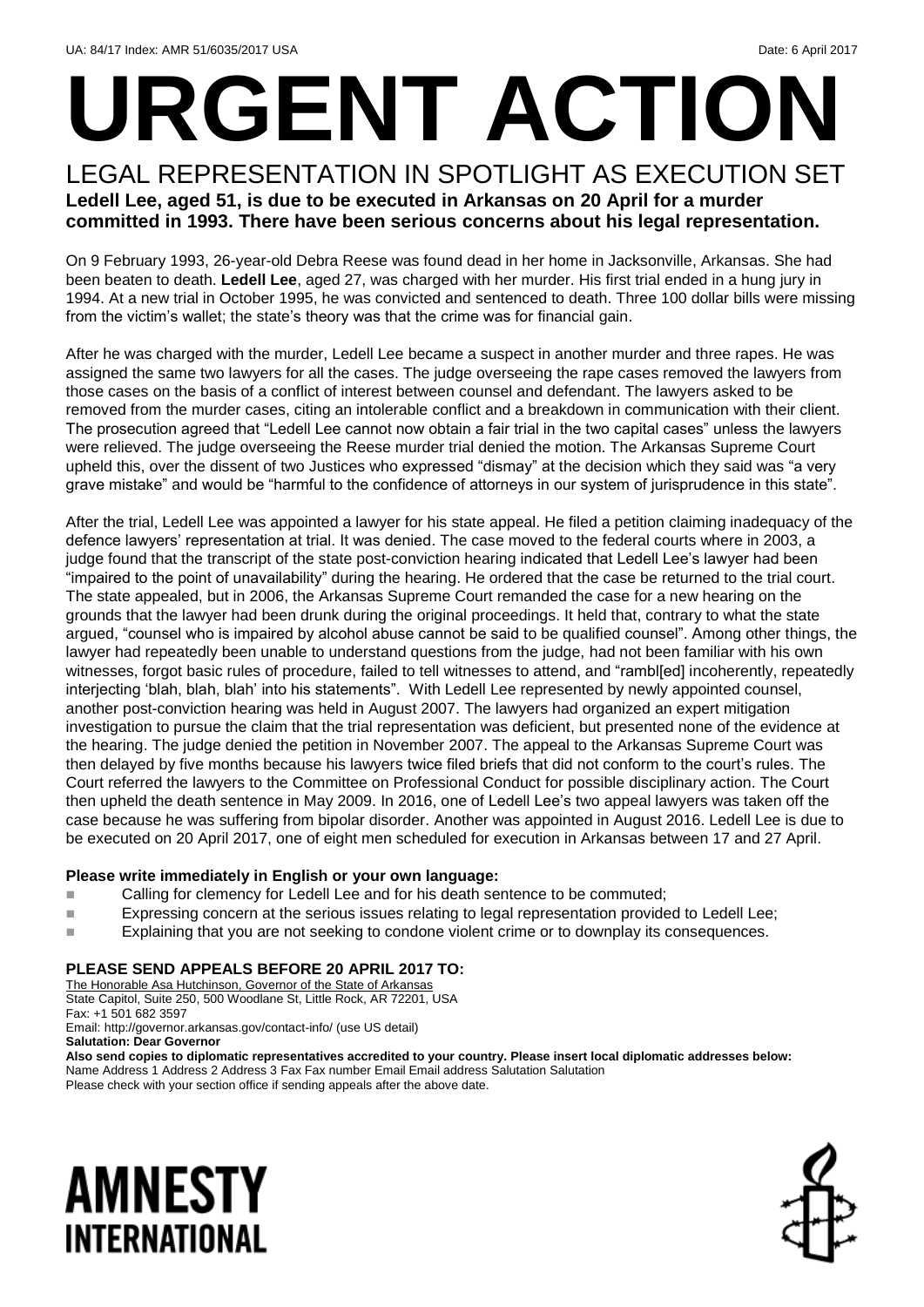UA: 84/17 Index: AMR 51/6035/2017 USA Date: 6 April 2017

# URGENT ACTION

## LEGAL REPRESENTATION IN SPOTLIGHT AS EXECUTION SET

**Ledell Lee, aged 51, is due to be executed in Arkansas on 20 April for a murder committed in 1993. There have been serious concerns about his legal representation.**

On 9 February 1993, 26-year-old Debra Reese was found dead in her home in Jacksonville, Arkansas. She had been beaten to death. **Ledell Lee**, aged 27, was charged with her murder. His first trial ended in a hung jury in 1994. At a new trial in October 1995, he was convicted and sentenced to death. Three 100 dollar bills were missing from the victim's wallet; the state's theory was that the crime was for financial gain.

After he was charged with the murder, Ledell Lee became a suspect in another murder and three rapes. He was assigned the same two lawyers for all the cases. The judge overseeing the rape cases removed the lawyers from those cases on the basis of a conflict of interest between counsel and defendant. The lawyers asked to be removed from the murder cases, citing an intolerable conflict and a breakdown in communication with their client. The prosecution agreed that "Ledell Lee cannot now obtain a fair trial in the two capital cases" unless the lawyers were relieved. The judge overseeing the Reese murder trial denied the motion. The Arkansas Supreme Court upheld this, over the dissent of two Justices who expressed "dismay" at the decision which they said was "a very grave mistake" and would be "harmful to the confidence of attorneys in our system of jurisprudence in this state".

After the trial, Ledell Lee was appointed a lawyer for his state appeal. He filed a petition claiming inadequacy of the defence lawyers' representation at trial. It was denied. The case moved to the federal courts where in 2003, a judge found that the transcript of the state post-conviction hearing indicated that Ledell Lee's lawyer had been "impaired to the point of unavailability" during the hearing. He ordered that the case be returned to the trial court. The state appealed, but in 2006, the Arkansas Supreme Court remanded the case for a new hearing on the grounds that the lawyer had been drunk during the original proceedings. It held that, contrary to what the state argued, "counsel who is impaired by alcohol abuse cannot be said to be qualified counsel". Among other things, the lawyer had repeatedly been unable to understand questions from the judge, had not been familiar with his own witnesses, forgot basic rules of procedure, failed to tell witnesses to attend, and "rambl[ed] incoherently, repeatedly interjecting 'blah, blah, blah' into his statements". With Ledell Lee represented by newly appointed counsel, another post-conviction hearing was held in August 2007. The lawyers had organized an expert mitigation investigation to pursue the claim that the trial representation was deficient, but presented none of the evidence at the hearing. The judge denied the petition in November 2007. The appeal to the Arkansas Supreme Court was then delayed by five months because his lawyers twice filed briefs that did not conform to the court's rules. The Court referred the lawyers to the Committee on Professional Conduct for possible disciplinary action. The Court then upheld the death sentence in May 2009. In 2016, one of Ledell Lee's two appeal lawyers was taken off the case because he was suffering from bipolar disorder. Another was appointed in August 2016. Ledell Lee is due to be executed on 20 April 2017, one of eight men scheduled for execution in Arkansas between 17 and 27 April.

**Please write immediately in English or your own language:**

- Calling for clemency for Ledell Lee and for his death sentence to be commuted;
- Expressing concern at the serious issues relating to legal representation provided to Ledell Lee;
- Explaining that you are not seeking to condone violent crime or to downplay its consequences.

**PLEASE SEND APPEALS BEFORE 20 APRIL 2017 TO:**

The Honorable Asa Hutchinson, Governor of the State of Arkansas
State Capitol, Suite 250, 500 Woodlane St, Little Rock, AR 72201, USA
Fax: +1 501 682 3597
Email: http://governor.arkansas.gov/contact-info/ (use US detail)
**Salutation: Dear Governor**

**Also send copies to diplomatic representatives accredited to your country. Please insert local diplomatic addresses below:**
Name Address 1 Address 2 Address 3 Fax Fax number Email Email address Salutation Salutation
Please check with your section office if sending appeals after the above date.

**AMNESTY INTERNATIONAL**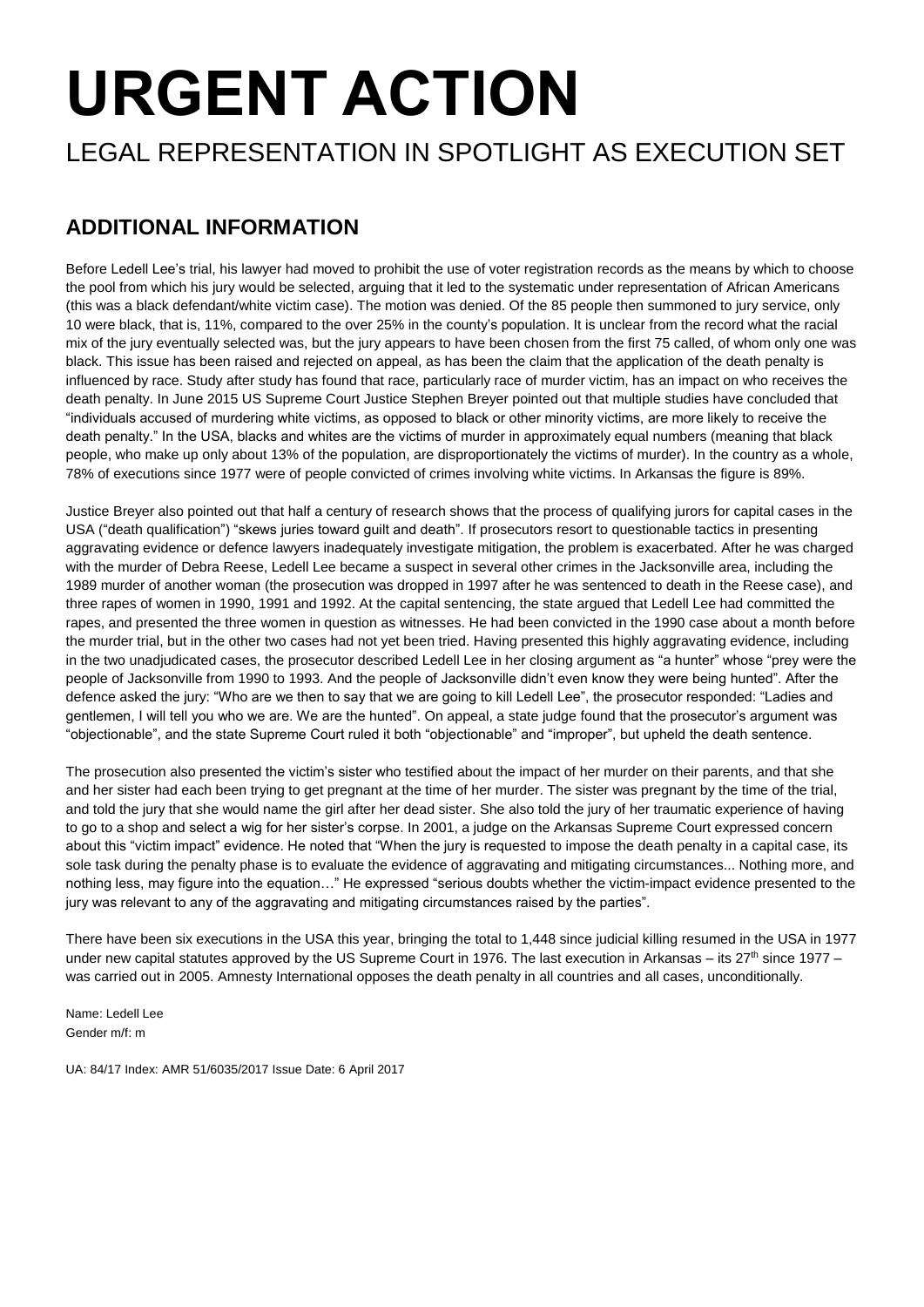# URGENT ACTION

LEGAL REPRESENTATION IN SPOTLIGHT AS EXECUTION SET

## ADDITIONAL INFORMATION

Before Ledell Lee's trial, his lawyer had moved to prohibit the use of voter registration records as the means by which to choose the pool from which his jury would be selected, arguing that it led to the systematic under representation of African Americans (this was a black defendant/white victim case). The motion was denied. Of the 85 people then summoned to jury service, only 10 were black, that is, 11%, compared to the over 25% in the county's population. It is unclear from the record what the racial mix of the jury eventually selected was, but the jury appears to have been chosen from the first 75 called, of whom only one was black. This issue has been raised and rejected on appeal, as has been the claim that the application of the death penalty is influenced by race. Study after study has found that race, particularly race of murder victim, has an impact on who receives the death penalty. In June 2015 US Supreme Court Justice Stephen Breyer pointed out that multiple studies have concluded that "individuals accused of murdering white victims, as opposed to black or other minority victims, are more likely to receive the death penalty." In the USA, blacks and whites are the victims of murder in approximately equal numbers (meaning that black people, who make up only about 13% of the population, are disproportionately the victims of murder). In the country as a whole, 78% of executions since 1977 were of people convicted of crimes involving white victims. In Arkansas the figure is 89%.

Justice Breyer also pointed out that half a century of research shows that the process of qualifying jurors for capital cases in the USA ("death qualification") "skews juries toward guilt and death". If prosecutors resort to questionable tactics in presenting aggravating evidence or defence lawyers inadequately investigate mitigation, the problem is exacerbated. After he was charged with the murder of Debra Reese, Ledell Lee became a suspect in several other crimes in the Jacksonville area, including the 1989 murder of another woman (the prosecution was dropped in 1997 after he was sentenced to death in the Reese case), and three rapes of women in 1990, 1991 and 1992. At the capital sentencing, the state argued that Ledell Lee had committed the rapes, and presented the three women in question as witnesses. He had been convicted in the 1990 case about a month before the murder trial, but in the other two cases had not yet been tried. Having presented this highly aggravating evidence, including in the two unadjudicated cases, the prosecutor described Ledell Lee in her closing argument as "a hunter" whose "prey were the people of Jacksonville from 1990 to 1993. And the people of Jacksonville didn't even know they were being hunted". After the defence asked the jury: "Who are we then to say that we are going to kill Ledell Lee", the prosecutor responded: "Ladies and gentlemen, I will tell you who we are. We are the hunted". On appeal, a state judge found that the prosecutor's argument was "objectionable", and the state Supreme Court ruled it both "objectionable" and "improper", but upheld the death sentence.

The prosecution also presented the victim's sister who testified about the impact of her murder on their parents, and that she and her sister had each been trying to get pregnant at the time of her murder. The sister was pregnant by the time of the trial, and told the jury that she would name the girl after her dead sister. She also told the jury of her traumatic experience of having to go to a shop and select a wig for her sister's corpse. In 2001, a judge on the Arkansas Supreme Court expressed concern about this "victim impact" evidence. He noted that "When the jury is requested to impose the death penalty in a capital case, its sole task during the penalty phase is to evaluate the evidence of aggravating and mitigating circumstances... Nothing more, and nothing less, may figure into the equation…" He expressed "serious doubts whether the victim-impact evidence presented to the jury was relevant to any of the aggravating and mitigating circumstances raised by the parties".

There have been six executions in the USA this year, bringing the total to 1,448 since judicial killing resumed in the USA in 1977 under new capital statutes approved by the US Supreme Court in 1976. The last execution in Arkansas – its 27th since 1977 – was carried out in 2005. Amnesty International opposes the death penalty in all countries and all cases, unconditionally.

Name: Ledell Lee
Gender m/f: m

UA: 84/17 Index: AMR 51/6035/2017 Issue Date: 6 April 2017